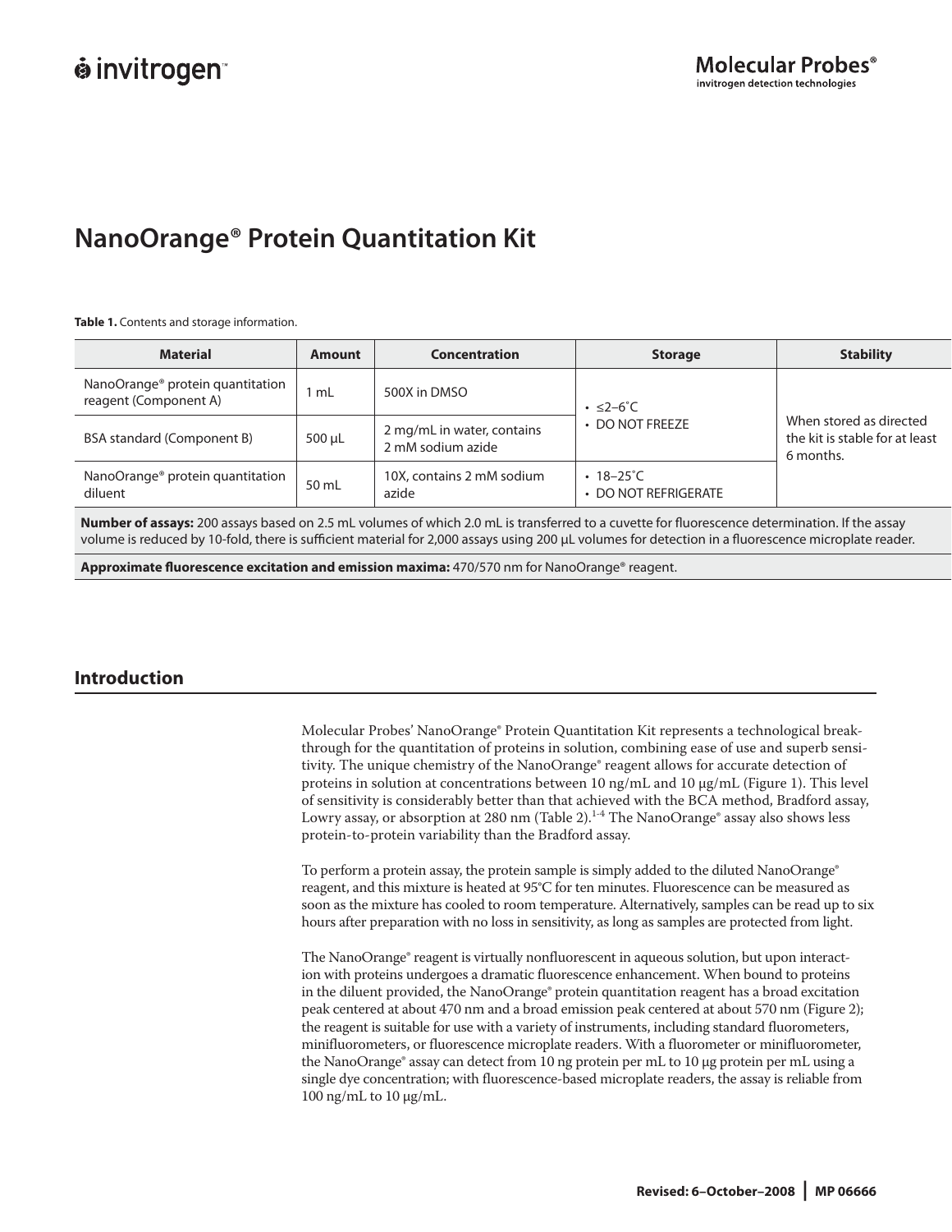# NanoOrange® Protein Quantitation Kit

**Table 1.** Contents and storage information.

| Material | Amount | Concentration | Storage | Stability |
|---|---|---|---|---|
| NanoOrange® protein quantitation reagent (Component A) | 1 mL | 500X in DMSO | • ≤2–6˚C<br>• DO NOT FREEZE | When stored as directed the kit is stable for at least 6 months. |
| BSA standard (Component B) | 500 µL | 2 mg/mL in water, contains 2 mM sodium azide | | |
| NanoOrange® protein quantitation diluent | 50 mL | 10X, contains 2 mM sodium azide | • 18–25˚C<br>• DO NOT REFRIGERATE | |

**Number of assays:** 200 assays based on 2.5 mL volumes of which 2.0 mL is transferred to a cuvette for fluorescence determination. If the assay volume is reduced by 10-fold, there is sufficient material for 2,000 assays using 200 µL volumes for detection in a fluorescence microplate reader.

**Approximate fluorescence excitation and emission maxima:** 470/570 nm for NanoOrange® reagent.

## Introduction

Molecular Probes' NanoOrange® Protein Quantitation Kit represents a technological breakthrough for the quantitation of proteins in solution, combining ease of use and superb sensitivity. The unique chemistry of the NanoOrange® reagent allows for accurate detection of proteins in solution at concentrations between 10 ng/mL and 10 µg/mL (Figure 1). This level of sensitivity is considerably better than that achieved with the BCA method, Bradford assay, Lowry assay, or absorption at 280 nm (Table 2).[1-4] The NanoOrange® assay also shows less protein-to-protein variability than the Bradford assay.

To perform a protein assay, the protein sample is simply added to the diluted NanoOrange® reagent, and this mixture is heated at 95°C for ten minutes. Fluorescence can be measured as soon as the mixture has cooled to room temperature. Alternatively, samples can be read up to six hours after preparation with no loss in sensitivity, as long as samples are protected from light.

The NanoOrange® reagent is virtually nonfluorescent in aqueous solution, but upon interaction with proteins undergoes a dramatic fluorescence enhancement. When bound to proteins in the diluent provided, the NanoOrange® protein quantitation reagent has a broad excitation peak centered at about 470 nm and a broad emission peak centered at about 570 nm (Figure 2); the reagent is suitable for use with a variety of instruments, including standard fluorometers, minifluorometers, or fluorescence microplate readers. With a fluorometer or minifluorometer, the NanoOrange® assay can detect from 10 ng protein per mL to 10 µg protein per mL using a single dye concentration; with fluorescence-based microplate readers, the assay is reliable from 100 ng/mL to 10 µg/mL.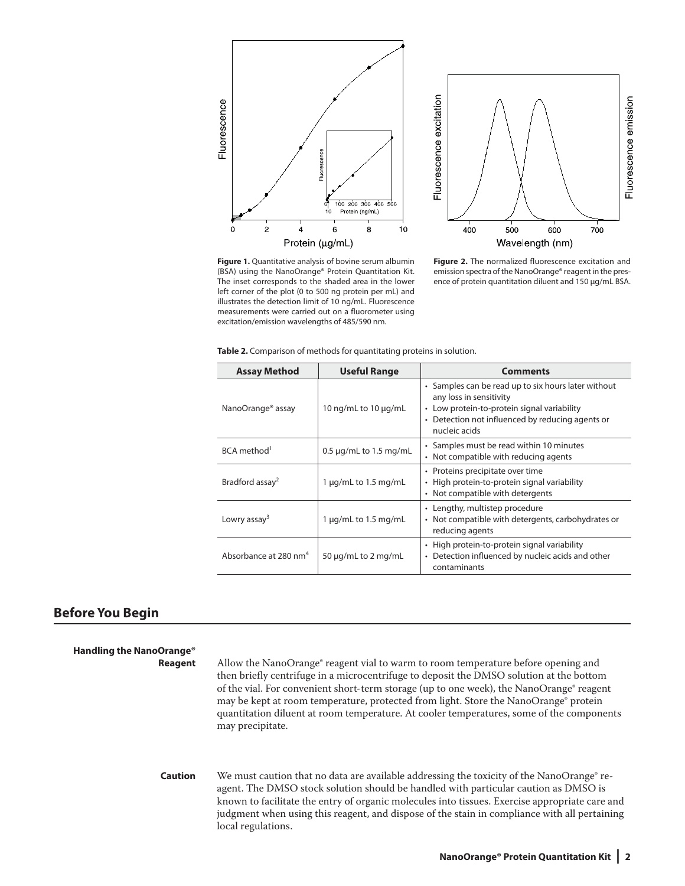**Figure 1.** Quantitative analysis of bovine serum albumin (BSA) using the NanoOrange® Protein Quantitation Kit. The inset corresponds to the shaded area in the lower left corner of the plot (0 to 500 ng protein per mL) and illustrates the detection limit of 10 ng/mL. Fluorescence measurements were carried out on a fluorometer using excitation/emission wavelengths of 485/590 nm.

**Figure 2.** The normalized fluorescence excitation and emission spectra of the NanoOrange® reagent in the presence of protein quantitation diluent and 150 µg/mL BSA.

**Table 2.** Comparison of methods for quantitating proteins in solution.

| Assay Method | Useful Range | Comments |
|---|---|---|
| NanoOrange® assay | 10 ng/mL to 10 µg/mL | • Samples can be read up to six hours later without any loss in sensitivity<br>• Low protein-to-protein signal variability<br>• Detection not influenced by reducing agents or nucleic acids |
| BCA method[1] | 0.5 µg/mL to 1.5 mg/mL | • Samples must be read within 10 minutes<br>• Not compatible with reducing agents |
| Bradford assay[2] | 1 µg/mL to 1.5 mg/mL | • Proteins precipitate over time<br>• High protein-to-protein signal variability<br>• Not compatible with detergents |
| Lowry assay[3] | 1 µg/mL to 1.5 mg/mL | • Lengthy, multistep procedure<br>• Not compatible with detergents, carbohydrates or reducing agents |
| Absorbance at 280 nm[4] | 50 µg/mL to 2 mg/mL | • High protein-to-protein signal variability<br>• Detection influenced by nucleic acids and other contaminants |

## Before You Begin

**Handling the NanoOrange® Reagent**

Allow the NanoOrange® reagent vial to warm to room temperature before opening and then briefly centrifuge in a microcentrifuge to deposit the DMSO solution at the bottom of the vial. For convenient short-term storage (up to one week), the NanoOrange® reagent may be kept at room temperature, protected from light. Store the NanoOrange® protein quantitation diluent at room temperature. At cooler temperatures, some of the components may precipitate.

**Caution**

We must caution that no data are available addressing the toxicity of the NanoOrange® reagent. The DMSO stock solution should be handled with particular caution as DMSO is known to facilitate the entry of organic molecules into tissues. Exercise appropriate care and judgment when using this reagent, and dispose of the stain in compliance with all pertaining local regulations.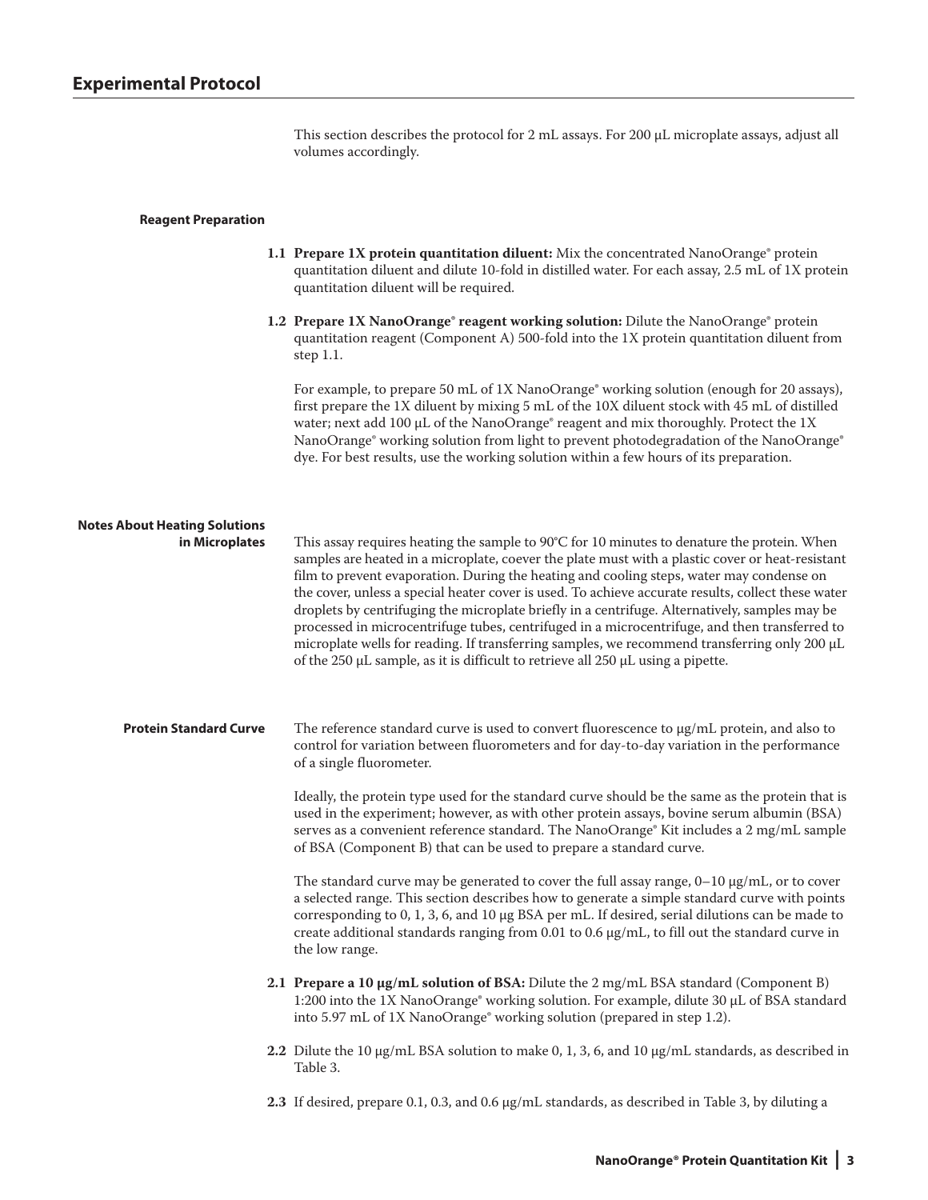## Experimental Protocol

This section describes the protocol for 2 mL assays. For 200 µL microplate assays, adjust all volumes accordingly.

### Reagent Preparation

**1.1 Prepare 1X protein quantitation diluent:** Mix the concentrated NanoOrange® protein quantitation diluent and dilute 10-fold in distilled water. For each assay, 2.5 mL of 1X protein quantitation diluent will be required.

**1.2 Prepare 1X NanoOrange® reagent working solution:** Dilute the NanoOrange® protein quantitation reagent (Component A) 500-fold into the 1X protein quantitation diluent from step 1.1.

For example, to prepare 50 mL of 1X NanoOrange® working solution (enough for 20 assays), first prepare the 1X diluent by mixing 5 mL of the 10X diluent stock with 45 mL of distilled water; next add 100 µL of the NanoOrange® reagent and mix thoroughly. Protect the 1X NanoOrange® working solution from light to prevent photodegradation of the NanoOrange® dye. For best results, use the working solution within a few hours of its preparation.

### Notes About Heating Solutions in Microplates

This assay requires heating the sample to 90°C for 10 minutes to denature the protein. When samples are heated in a microplate, coever the plate must with a plastic cover or heat-resistant film to prevent evaporation. During the heating and cooling steps, water may condense on the cover, unless a special heater cover is used. To achieve accurate results, collect these water droplets by centrifuging the microplate briefly in a centrifuge. Alternatively, samples may be processed in microcentrifuge tubes, centrifuged in a microcentrifuge, and then transferred to microplate wells for reading. If transferring samples, we recommend transferring only 200 µL of the 250 µL sample, as it is difficult to retrieve all 250 µL using a pipette.

### Protein Standard Curve

The reference standard curve is used to convert fluorescence to µg/mL protein, and also to control for variation between fluorometers and for day-to-day variation in the performance of a single fluorometer.

Ideally, the protein type used for the standard curve should be the same as the protein that is used in the experiment; however, as with other protein assays, bovine serum albumin (BSA) serves as a convenient reference standard. The NanoOrange® Kit includes a 2 mg/mL sample of BSA (Component B) that can be used to prepare a standard curve.

The standard curve may be generated to cover the full assay range, 0–10 µg/mL, or to cover a selected range. This section describes how to generate a simple standard curve with points corresponding to 0, 1, 3, 6, and 10 µg BSA per mL. If desired, serial dilutions can be made to create additional standards ranging from 0.01 to 0.6 µg/mL, to fill out the standard curve in the low range.

**2.1 Prepare a 10 µg/mL solution of BSA:** Dilute the 2 mg/mL BSA standard (Component B) 1:200 into the 1X NanoOrange® working solution. For example, dilute 30 µL of BSA standard into 5.97 mL of 1X NanoOrange® working solution (prepared in step 1.2).

**2.2** Dilute the 10 µg/mL BSA solution to make 0, 1, 3, 6, and 10 µg/mL standards, as described in Table 3.

**2.3** If desired, prepare 0.1, 0.3, and 0.6 µg/mL standards, as described in Table 3, by diluting a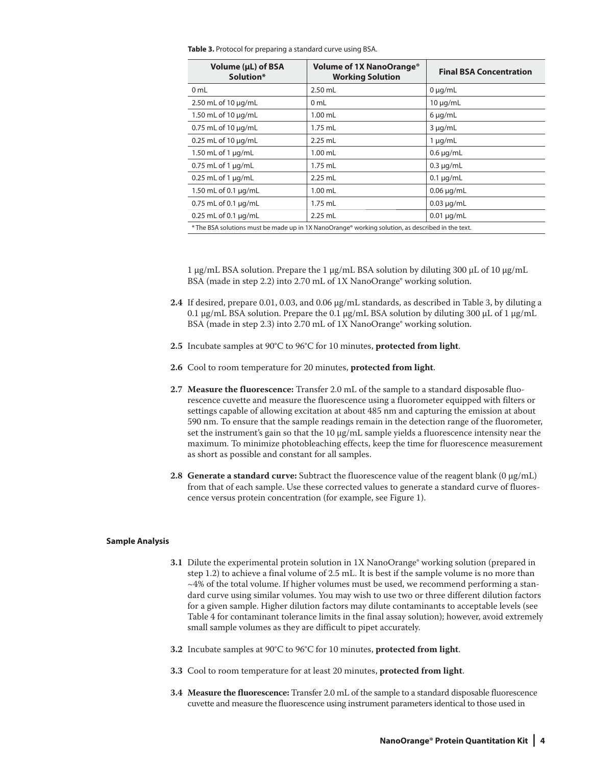**Table 3.** Protocol for preparing a standard curve using BSA.

| Volume (µL) of BSA Solution* | Volume of 1X NanoOrange® Working Solution | Final BSA Concentration |
|---|---|---|
| 0 mL | 2.50 mL | 0 µg/mL |
| 2.50 mL of 10 µg/mL | 0 mL | 10 µg/mL |
| 1.50 mL of 10 µg/mL | 1.00 mL | 6 µg/mL |
| 0.75 mL of 10 µg/mL | 1.75 mL | 3 µg/mL |
| 0.25 mL of 10 µg/mL | 2.25 mL | 1 µg/mL |
| 1.50 mL of 1 µg/mL | 1.00 mL | 0.6 µg/mL |
| 0.75 mL of 1 µg/mL | 1.75 mL | 0.3 µg/mL |
| 0.25 mL of 1 µg/mL | 2.25 mL | 0.1 µg/mL |
| 1.50 mL of 0.1 µg/mL | 1.00 mL | 0.06 µg/mL |
| 0.75 mL of 0.1 µg/mL | 1.75 mL | 0.03 µg/mL |
| 0.25 mL of 0.1 µg/mL | 2.25 mL | 0.01 µg/mL |

* The BSA solutions must be made up in 1X NanoOrange® working solution, as described in the text.

1 µg/mL BSA solution. Prepare the 1 µg/mL BSA solution by diluting 300 µL of 10 µg/mL BSA (made in step 2.2) into 2.70 mL of 1X NanoOrange® working solution.

**2.4** If desired, prepare 0.01, 0.03, and 0.06 µg/mL standards, as described in Table 3, by diluting a 0.1 µg/mL BSA solution. Prepare the 0.1 µg/mL BSA solution by diluting 300 µL of 1 µg/mL BSA (made in step 2.3) into 2.70 mL of 1X NanoOrange® working solution.

**2.5** Incubate samples at 90°C to 96°C for 10 minutes, **protected from light**.

**2.6** Cool to room temperature for 20 minutes, **protected from light**.

**2.7** **Measure the fluorescence:** Transfer 2.0 mL of the sample to a standard disposable fluorescence cuvette and measure the fluorescence using a fluorometer equipped with filters or settings capable of allowing excitation at about 485 nm and capturing the emission at about 590 nm. To ensure that the sample readings remain in the detection range of the fluorometer, set the instrument's gain so that the 10 µg/mL sample yields a fluorescence intensity near the maximum. To minimize photobleaching effects, keep the time for fluorescence measurement as short as possible and constant for all samples.

**2.8** **Generate a standard curve:** Subtract the fluorescence value of the reagent blank (0 µg/mL) from that of each sample. Use these corrected values to generate a standard curve of fluorescence versus protein concentration (for example, see Figure 1).

### Sample Analysis

**3.1** Dilute the experimental protein solution in 1X NanoOrange® working solution (prepared in step 1.2) to achieve a final volume of 2.5 mL. It is best if the sample volume is no more than ~4% of the total volume. If higher volumes must be used, we recommend performing a standard curve using similar volumes. You may wish to use two or three different dilution factors for a given sample. Higher dilution factors may dilute contaminants to acceptable levels (see Table 4 for contaminant tolerance limits in the final assay solution); however, avoid extremely small sample volumes as they are difficult to pipet accurately.

**3.2** Incubate samples at 90°C to 96°C for 10 minutes, **protected from light**.

**3.3** Cool to room temperature for at least 20 minutes, **protected from light**.

**3.4** **Measure the fluorescence:** Transfer 2.0 mL of the sample to a standard disposable fluorescence cuvette and measure the fluorescence using instrument parameters identical to those used in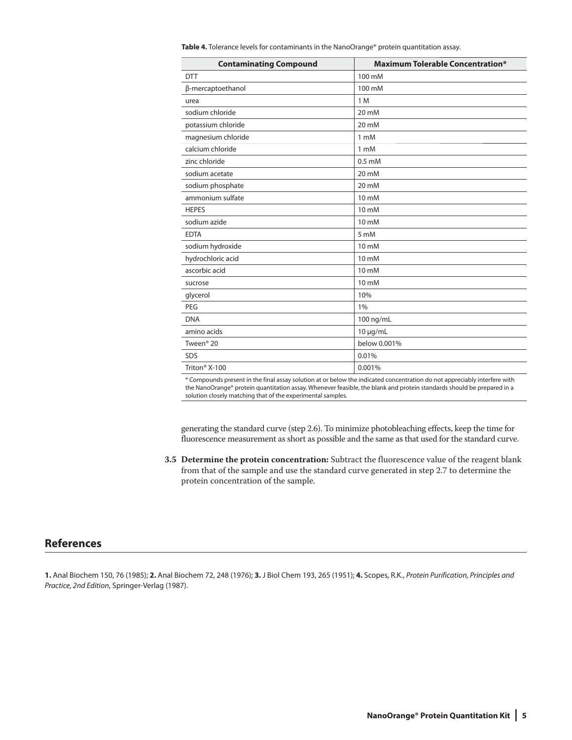**Table 4.** Tolerance levels for contaminants in the NanoOrange® protein quantitation assay.

| Contaminating Compound | Maximum Tolerable Concentration* |
|---|---|
| DTT | 100 mM |
| β-mercaptoethanol | 100 mM |
| urea | 1 M |
| sodium chloride | 20 mM |
| potassium chloride | 20 mM |
| magnesium chloride | 1 mM |
| calcium chloride | 1 mM |
| zinc chloride | 0.5 mM |
| sodium acetate | 20 mM |
| sodium phosphate | 20 mM |
| ammonium sulfate | 10 mM |
| HEPES | 10 mM |
| sodium azide | 10 mM |
| EDTA | 5 mM |
| sodium hydroxide | 10 mM |
| hydrochloric acid | 10 mM |
| ascorbic acid | 10 mM |
| sucrose | 10 mM |
| glycerol | 10% |
| PEG | 1% |
| DNA | 100 ng/mL |
| amino acids | 10 µg/mL |
| Tween® 20 | below 0.001% |
| SDS | 0.01% |
| Triton® X-100 | 0.001% |

* Compounds present in the final assay solution at or below the indicated concentration do not appreciably interfere with the NanoOrange® protein quantitation assay. Whenever feasible, the blank and protein standards should be prepared in a solution closely matching that of the experimental samples.

generating the standard curve (step 2.6). To minimize photobleaching effects, keep the time for fluorescence measurement as short as possible and the same as that used for the standard curve.

**3.5 Determine the protein concentration:** Subtract the fluorescence value of the reagent blank from that of the sample and use the standard curve generated in step 2.7 to determine the protein concentration of the sample.

## References

**1.** Anal Biochem 150, 76 (1985); **2.** Anal Biochem 72, 248 (1976); **3.** J Biol Chem 193, 265 (1951); **4.** Scopes, R.K., *Protein Purification, Principles and Practice, 2nd Edition*, Springer-Verlag (1987).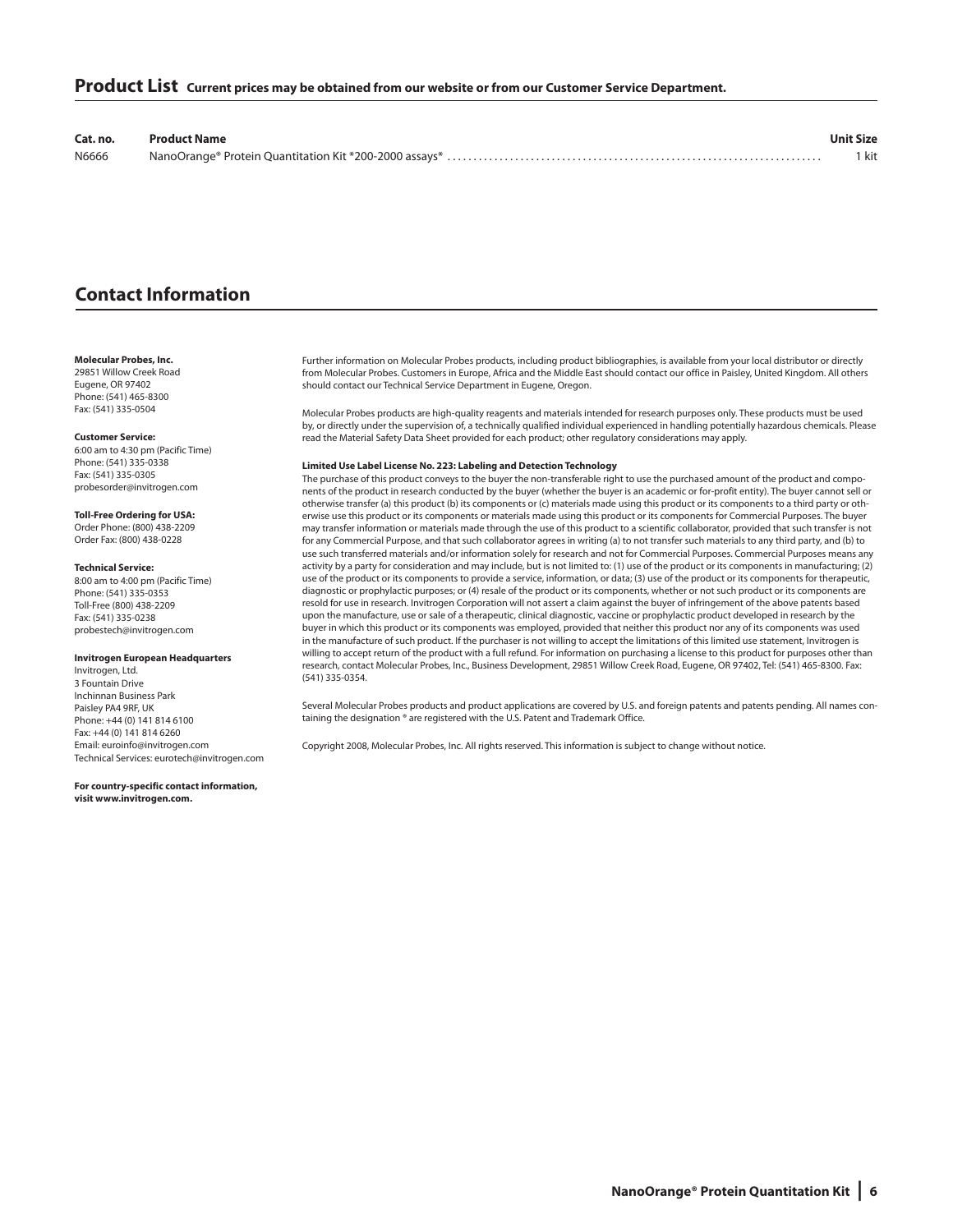## Product List Current prices may be obtained from our website or from our Customer Service Department.

| Cat. no. | Product Name | Unit Size |
| --- | --- | --- |
| N6666 | NanoOrange® Protein Quantitation Kit *200-2000 assays* | 1 kit |

## Contact Information

**Molecular Probes, Inc.**
29851 Willow Creek Road
Eugene, OR 97402
Phone: (541) 465-8300
Fax: (541) 335-0504

**Customer Service:**
6:00 am to 4:30 pm (Pacific Time)
Phone: (541) 335-0338
Fax: (541) 335-0305
probesorder@invitrogen.com

**Toll-Free Ordering for USA:**
Order Phone: (800) 438-2209
Order Fax: (800) 438-0228

**Technical Service:**
8:00 am to 4:00 pm (Pacific Time)
Phone: (541) 335-0353
Toll-Free (800) 438-2209
Fax: (541) 335-0238
probestech@invitrogen.com

**Invitrogen European Headquarters**
Invitrogen, Ltd.
3 Fountain Drive
Inchinnan Business Park
Paisley PA4 9RF, UK
Phone: +44 (0) 141 814 6100
Fax: +44 (0) 141 814 6260
Email: euroinfo@invitrogen.com
Technical Services: eurotech@invitrogen.com

**For country-specific contact information, visit www.invitrogen.com.**

Further information on Molecular Probes products, including product bibliographies, is available from your local distributor or directly from Molecular Probes. Customers in Europe, Africa and the Middle East should contact our office in Paisley, United Kingdom. All others should contact our Technical Service Department in Eugene, Oregon.

Molecular Probes products are high-quality reagents and materials intended for research purposes only. These products must be used by, or directly under the supervision of, a technically qualified individual experienced in handling potentially hazardous chemicals. Please read the Material Safety Data Sheet provided for each product; other regulatory considerations may apply.

**Limited Use Label License No. 223: Labeling and Detection Technology**
The purchase of this product conveys to the buyer the non-transferable right to use the purchased amount of the product and components of the product in research conducted by the buyer (whether the buyer is an academic or for-profit entity). The buyer cannot sell or otherwise transfer (a) this product (b) its components or (c) materials made using this product or its components to a third party or otherwise use this product or its components or materials made using this product or its components for Commercial Purposes. The buyer may transfer information or materials made through the use of this product to a scientific collaborator, provided that such transfer is not for any Commercial Purpose, and that such collaborator agrees in writing (a) to not transfer such materials to any third party, and (b) to use such transferred materials and/or information solely for research and not for Commercial Purposes. Commercial Purposes means any activity by a party for consideration and may include, but is not limited to: (1) use of the product or its components in manufacturing; (2) use of the product or its components to provide a service, information, or data; (3) use of the product or its components for therapeutic, diagnostic or prophylactic purposes; or (4) resale of the product or its components, whether or not such product or its components are resold for use in research. Invitrogen Corporation will not assert a claim against the buyer of infringement of the above patents based upon the manufacture, use or sale of a therapeutic, clinical diagnostic, vaccine or prophylactic product developed in research by the buyer in which this product or its components was employed, provided that neither this product nor any of its components was used in the manufacture of such product. If the purchaser is not willing to accept the limitations of this limited use statement, Invitrogen is willing to accept return of the product with a full refund. For information on purchasing a license to this product for purposes other than research, contact Molecular Probes, Inc., Business Development, 29851 Willow Creek Road, Eugene, OR 97402, Tel: (541) 465-8300. Fax: (541) 335-0354.

Several Molecular Probes products and product applications are covered by U.S. and foreign patents and patents pending. All names containing the designation ® are registered with the U.S. Patent and Trademark Office.

Copyright 2008, Molecular Probes, Inc. All rights reserved. This information is subject to change without notice.